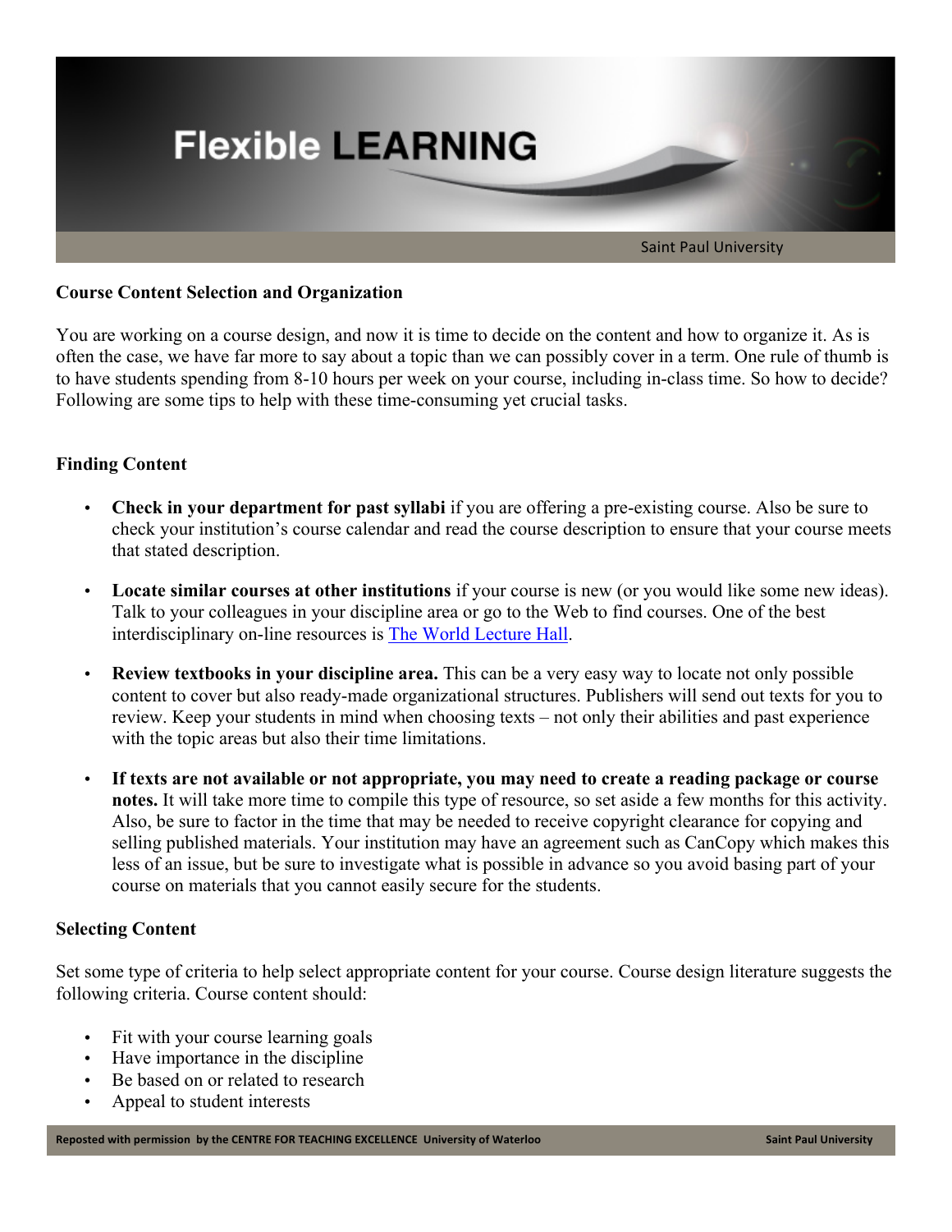## Course Content Selection and Organization

You are working on a course design, and now it is time to decide on the content and how to organize it. As is often the case, we have far more to say about a topic than we can possibly cover in a term. One rule of thumb is to have students spending from 8-10 hours per week on your course, including in-class time. So how to decide? Following are some tips to help with these time-consuming yet crucial tasks.

### Finding Content

- **Check in your department for past syllabi** if you are offering a pre-existing course. Also be sure to check your institution's course calendar and read the course description to ensure that your course meets that stated description.
- **Locate similar courses at other institutions** if your course is new (or you would like some new ideas). Talk to your colleagues in your discipline area or go to the Web to find courses. One of the best interdisciplinary on-line resources is [The World Lecture Hall](#).
- **Review textbooks in your discipline area.** This can be a very easy way to locate not only possible content to cover but also ready-made organizational structures. Publishers will send out texts for you to review. Keep your students in mind when choosing texts – not only their abilities and past experience with the topic areas but also their time limitations.
- **If texts are not available or not appropriate, you may need to create a reading package or course notes.** It will take more time to compile this type of resource, so set aside a few months for this activity. Also, be sure to factor in the time that may be needed to receive copyright clearance for copying and selling published materials. Your institution may have an agreement such as CanCopy which makes this less of an issue, but be sure to investigate what is possible in advance so you avoid basing part of your course on materials that you cannot easily secure for the students.

### Selecting Content

Set some type of criteria to help select appropriate content for your course. Course design literature suggests the following criteria. Course content should:

- Fit with your course learning goals
- Have importance in the discipline
- Be based on or related to research
- Appeal to student interests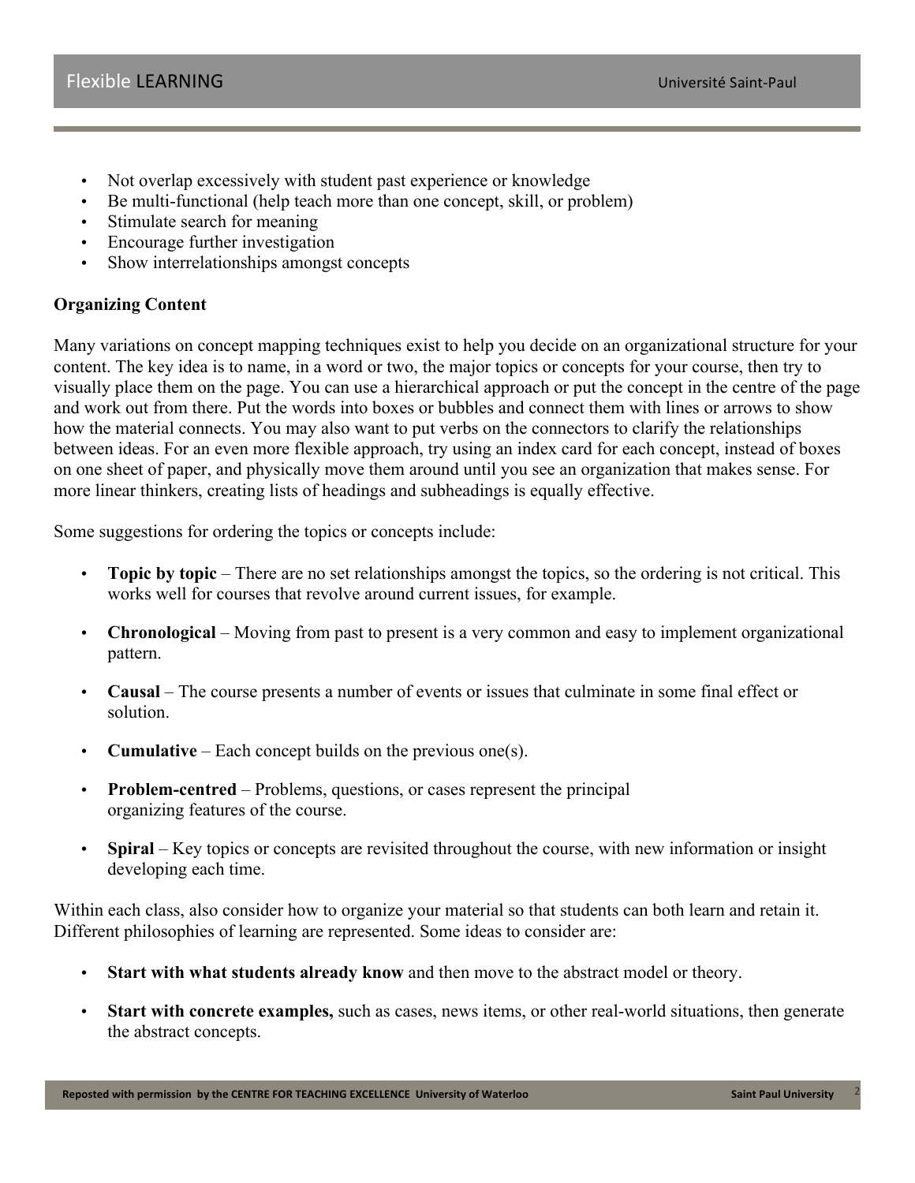- Not overlap excessively with student past experience or knowledge
- Be multi-functional (help teach more than one concept, skill, or problem)
- Stimulate search for meaning
- Encourage further investigation
- Show interrelationships amongst concepts

**Organizing Content**

Many variations on concept mapping techniques exist to help you decide on an organizational structure for your content. The key idea is to name, in a word or two, the major topics or concepts for your course, then try to visually place them on the page. You can use a hierarchical approach or put the concept in the centre of the page and work out from there. Put the words into boxes or bubbles and connect them with lines or arrows to show how the material connects. You may also want to put verbs on the connectors to clarify the relationships between ideas. For an even more flexible approach, try using an index card for each concept, instead of boxes on one sheet of paper, and physically move them around until you see an organization that makes sense. For more linear thinkers, creating lists of headings and subheadings is equally effective.

Some suggestions for ordering the topics or concepts include:

- **Topic by topic** – There are no set relationships amongst the topics, so the ordering is not critical. This works well for courses that revolve around current issues, for example.
- **Chronological** – Moving from past to present is a very common and easy to implement organizational pattern.
- **Causal** – The course presents a number of events or issues that culminate in some final effect or solution.
- **Cumulative** – Each concept builds on the previous one(s).
- **Problem-centred** – Problems, questions, or cases represent the principal organizing features of the course.
- **Spiral** – Key topics or concepts are revisited throughout the course, with new information or insight developing each time.

Within each class, also consider how to organize your material so that students can both learn and retain it. Different philosophies of learning are represented. Some ideas to consider are:

- **Start with what students already know** and then move to the abstract model or theory.
- **Start with concrete examples,** such as cases, news items, or other real-world situations, then generate the abstract concepts.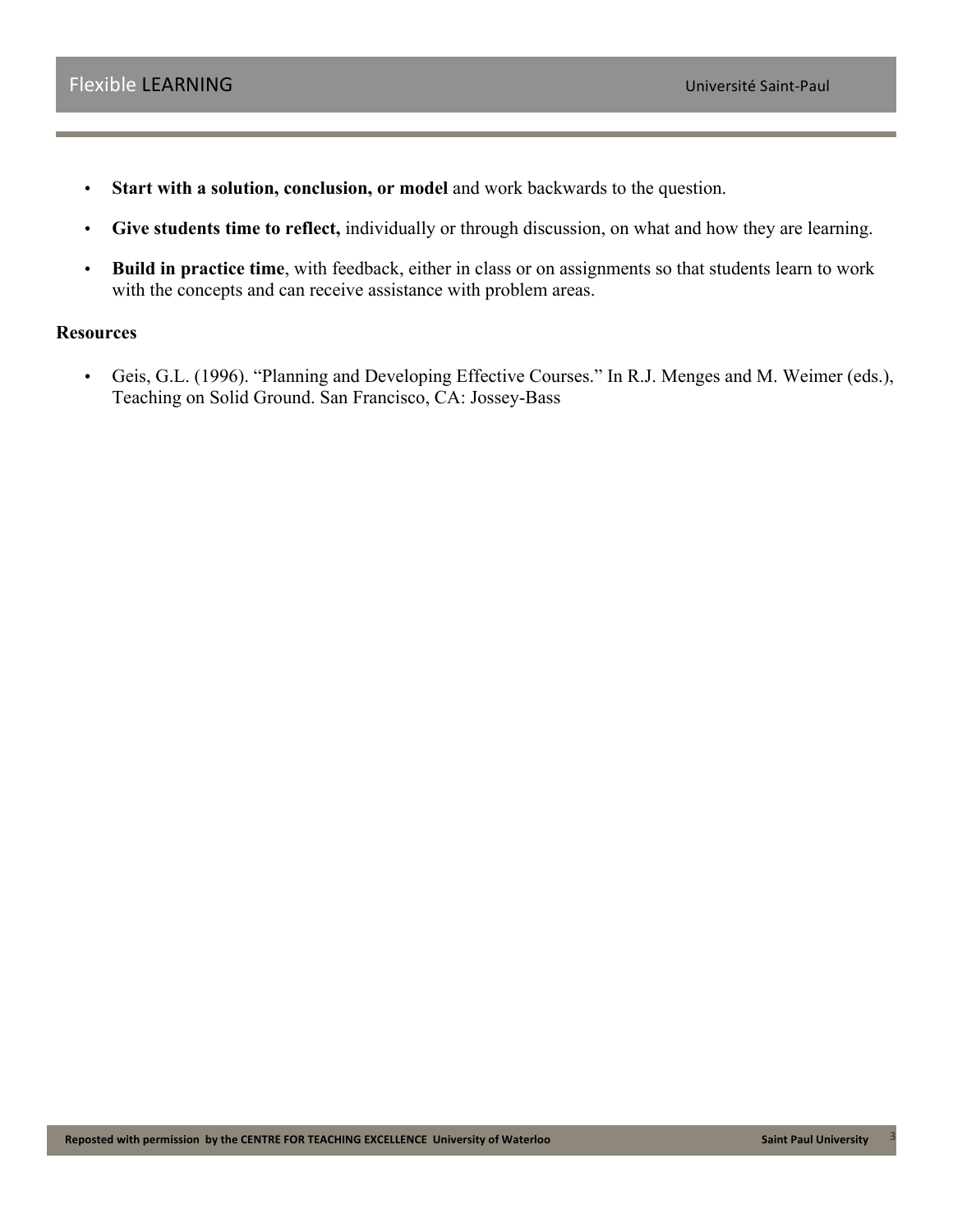- **Start with a solution, conclusion, or model** and work backwards to the question.
- **Give students time to reflect,** individually or through discussion, on what and how they are learning.
- **Build in practice time**, with feedback, either in class or on assignments so that students learn to work with the concepts and can receive assistance with problem areas.

**Resources**

- Geis, G.L. (1996). "Planning and Developing Effective Courses." In R.J. Menges and M. Weimer (eds.), Teaching on Solid Ground. San Francisco, CA: Jossey-Bass